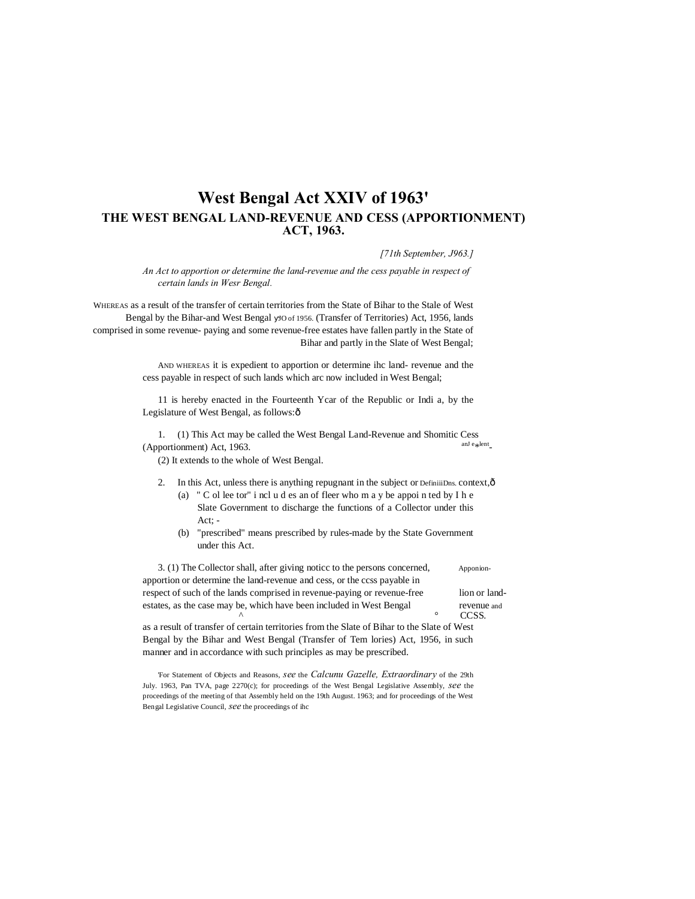# West Bengal Act XXIV of 1963'

## THE WEST BENGAL LAND-REVENUE AND CESS (APPORTIONMENT) ACT, 1963.

*[71th September, J963.]*

*An Act to apportion or determine the land-revenue and the cess payable in respect of certain lands in Wesr Bengal.*

WHEREAS as a result of the transfer of certain territories from the State of Bihar to the Stale of West Bengal by the Bihar-and West Bengal (Transfer of Territories) Act, 1956, lands comprised in some revenue- paying and some revenue-free estates have fallen partly in the State of Bihar and partly in the Slate of West Bengal;

AND WHEREAS it is expedient to apportion or determine ihc land- revenue and the cess payable in respect of such lands which arc now included in West Bengal;

11 is hereby enacted in the Fourteenth Ycar of the Republic or Indi a, by the Legislature of West Bengal, as follows:ð

1. (1) This Act may be called the West Bengal Land-Revenue and Shomitic Cess (Apportionment) Act, 1963.

(2) It extends to the whole of West Bengal.

2. In this Act, unless there is anything repugnant in the subject or context,ð

   (a) " C ol lee tor" i ncl u d es an of fleer who m a y be appoi n ted by I h e Slate Government to discharge the functions of a Collector under this Act; -

   (b) "prescribed" means prescribed by rules-made by the State Government under this Act.

3. (1) The Collector shall, after giving noticc to the persons concerned, apportion or determine the land-revenue and cess, or the ccss payable in respect of such of the lands comprised in revenue-paying or revenue-free estates, as the case may be, which have been included in West Bengal as a result of transfer of certain territories from the Slate of Bihar to the Slate of West Bengal by the Bihar and West Bengal (Transfer of Tem lories) Act, 1956, in such manner and in accordance with such principles as may be prescribed.

'For Statement of Objects and Reasons, *see* the *Calcunu Gazelle, Extraordinary* of the 29th July. 1963, Pan TVA, page 2270(c); for proceedings of the West Bengal Legislative Assembly, *see* the proceedings of the meeting of that Assembly held on the 19th August. 1963; and for proceedings of the West Bengal Legislative Council, *see* the proceedings of ihc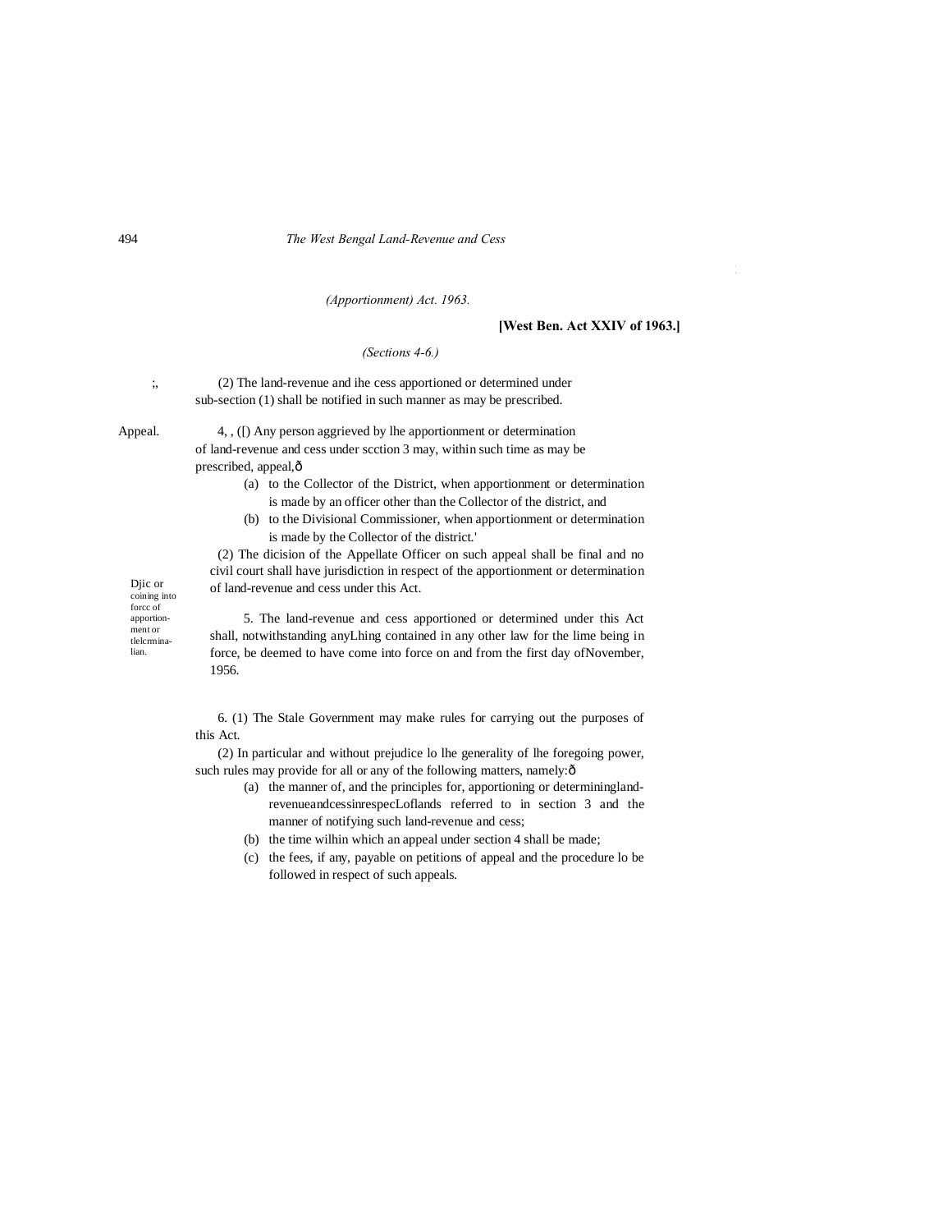(2) The land-revenue and ihe cess apportioned or determined under sub-section (1) shall be notified in such manner as may be prescribed.

Appeal.

4, , ([) Any person aggrieved by lhe apportionment or determination of land-revenue and cess under scction 3 may, within such time as may be prescribed, appeal,ô

(a) to the Collector of the District, when apportionment or determination is made by an officer other than the Collector of the district, and

(b) to the Divisional Commissioner, when apportionment or determination is made by the Collector of the district.'

(2) The dicision of the Appellate Officer on such appeal shall be final and no civil court shall have jurisdiction in respect of the apportionment or determination of land-revenue and cess under this Act.

Djic or coining into forcc of apportion-ment or tlelcrmina-lian.

5. The land-revenue and cess apportioned or determined under this Act shall, notwithstanding anyLhing contained in any other law for the lime being in force, be deemed to have come into force on and from the first day ofNovember, 1956.

6. (1) The Stale Government may make rules for carrying out the purposes of this Act.

(2) In particular and without prejudice lo lhe generality of lhe foregoing power, such rules may provide for all or any of the following matters, namely:ô

(a) the manner of, and the principles for, apportioning or determiningland-revenueandcessinrespecLoflands referred to in section 3 and the manner of notifying such land-revenue and cess;

(b) the time wilhin which an appeal under section 4 shall be made;

(c) the fees, if any, payable on petitions of appeal and the procedure lo be followed in respect of such appeals.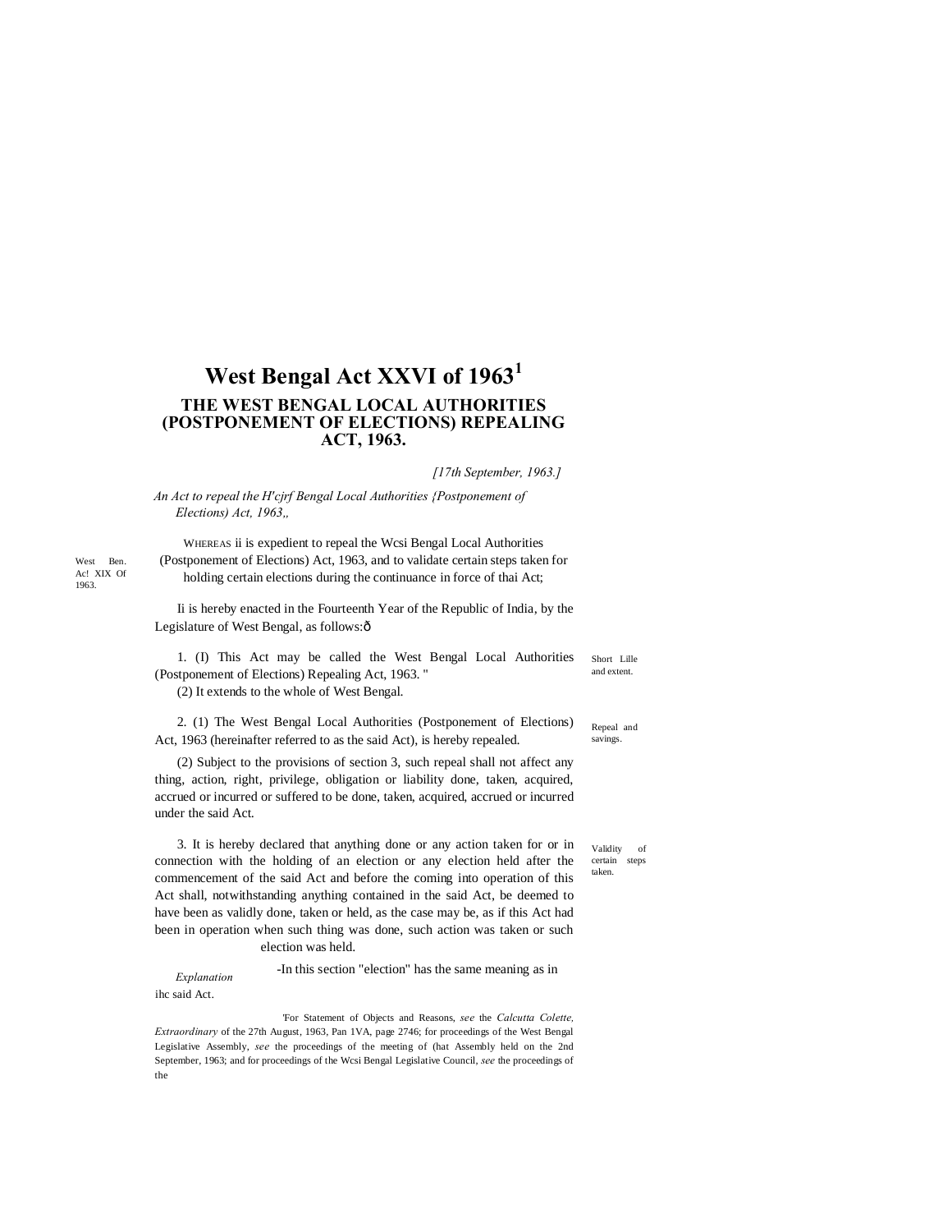# West Bengal Act XXVI of 1963[1]

## THE WEST BENGAL LOCAL AUTHORITIES (POSTPONEMENT OF ELECTIONS) REPEALING ACT, 1963.

*[17th September, 1963.]*

*An Act to repeal the H'cjrf Bengal Local Authorities {Postponement of Elections) Act, 1963,,*

West Ben. Ac! XIX Of 1963.

WHEREAS ii is expedient to repeal the Wcsi Bengal Local Authorities (Postponement of Elections) Act, 1963, and to validate certain steps taken for holding certain elections during the continuance in force of thai Act;

Ii is hereby enacted in the Fourteenth Year of the Republic of India, by the Legislature of West Bengal, as follows:ô

Short Lille and extent.

1. (I) This Act may be called the West Bengal Local Authorities (Postponement of Elections) Repealing Act, 1963. "

(2) It extends to the whole of West Bengal.

Repeal and savings.

2. (1) The West Bengal Local Authorities (Postponement of Elections) Act, 1963 (hereinafter referred to as the said Act), is hereby repealed.

(2) Subject to the provisions of section 3, such repeal shall not affect any thing, action, right, privilege, obligation or liability done, taken, acquired, accrued or incurred or suffered to be done, taken, acquired, accrued or incurred under the said Act.

Validity of certain steps taken.

3. It is hereby declared that anything done or any action taken for or in connection with the holding of an election or any election held after the commencement of the said Act and before the coming into operation of this Act shall, notwithstanding anything contained in the said Act, be deemed to have been as validly done, taken or held, as the case may be, as if this Act had been in operation when such thing was done, such action was taken or such election was held.

*Explanation* -In this section "election" has the same meaning as in ihc said Act.

'For Statement of Objects and Reasons, *see* the *Calcutta Colette, Extraordinary* of the 27th August, 1963, Pan 1VA, page 2746; for proceedings of the West Bengal Legislative Assembly, *see* the proceedings of the meeting of (hat Assembly held on the 2nd September, 1963; and for proceedings of the Wcsi Bengal Legislative Council, *see* the proceedings of the